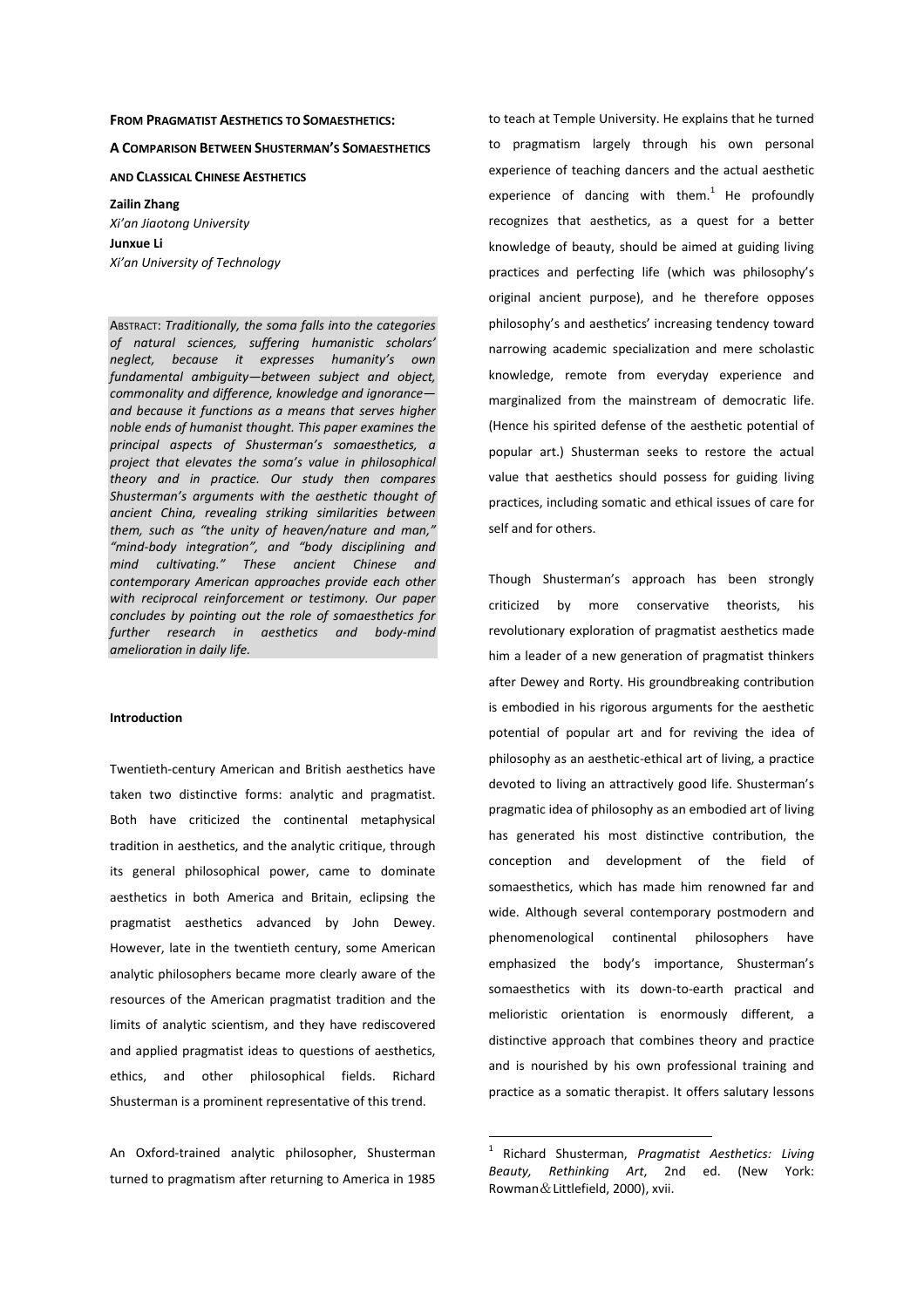**FROM PRAGMATIST AESTHETICS TO SOMAESTHETICS:**

**A COMPARISON BETWEEN SHUSTERMAN'S SOMAESTHETICS AND CLASSICAL CHINESE AESTHETICS**

**Zailin Zhang**
*Xi'an Jiaotong University*
**Junxue Li**
*Xi'an University of Technology*

ABSTRACT: *Traditionally, the soma falls into the categories of natural sciences, suffering humanistic scholars' neglect, because it expresses humanity's own fundamental ambiguity—between subject and object, commonality and difference, knowledge and ignorance—and because it functions as a means that serves higher noble ends of humanist thought. This paper examines the principal aspects of Shusterman's somaesthetics, a project that elevates the soma's value in philosophical theory and in practice. Our study then compares Shusterman's arguments with the aesthetic thought of ancient China, revealing striking similarities between them, such as "the unity of heaven/nature and man," "mind-body integration", and "body disciplining and mind cultivating." These ancient Chinese and contemporary American approaches provide each other with reciprocal reinforcement or testimony. Our paper concludes by pointing out the role of somaesthetics for further research in aesthetics and body-mind amelioration in daily life.*

**Introduction**

Twentieth-century American and British aesthetics have taken two distinctive forms: analytic and pragmatist. Both have criticized the continental metaphysical tradition in aesthetics, and the analytic critique, through its general philosophical power, came to dominate aesthetics in both America and Britain, eclipsing the pragmatist aesthetics advanced by John Dewey. However, late in the twentieth century, some American analytic philosophers became more clearly aware of the resources of the American pragmatist tradition and the limits of analytic scientism, and they have rediscovered and applied pragmatist ideas to questions of aesthetics, ethics, and other philosophical fields. Richard Shusterman is a prominent representative of this trend.

An Oxford-trained analytic philosopher, Shusterman turned to pragmatism after returning to America in 1985 to teach at Temple University. He explains that he turned to pragmatism largely through his own personal experience of teaching dancers and the actual aesthetic experience of dancing with them.[1] He profoundly recognizes that aesthetics, as a quest for a better knowledge of beauty, should be aimed at guiding living practices and perfecting life (which was philosophy's original ancient purpose), and he therefore opposes philosophy's and aesthetics' increasing tendency toward narrowing academic specialization and mere scholastic knowledge, remote from everyday experience and marginalized from the mainstream of democratic life. (Hence his spirited defense of the aesthetic potential of popular art.) Shusterman seeks to restore the actual value that aesthetics should possess for guiding living practices, including somatic and ethical issues of care for self and for others.

Though Shusterman's approach has been strongly criticized by more conservative theorists, his revolutionary exploration of pragmatist aesthetics made him a leader of a new generation of pragmatist thinkers after Dewey and Rorty. His groundbreaking contribution is embodied in his rigorous arguments for the aesthetic potential of popular art and for reviving the idea of philosophy as an aesthetic-ethical art of living, a practice devoted to living an attractively good life. Shusterman's pragmatic idea of philosophy as an embodied art of living has generated his most distinctive contribution, the conception and development of the field of somaesthetics, which has made him renowned far and wide. Although several contemporary postmodern and phenomenological continental philosophers have emphasized the body's importance, Shusterman's somaesthetics with its down-to-earth practical and melioristic orientation is enormously different, a distinctive approach that combines theory and practice and is nourished by his own professional training and practice as a somatic therapist. It offers salutary lessons

---

[1] Richard Shusterman, *Pragmatist Aesthetics: Living Beauty, Rethinking Art*, 2nd ed. (New York: Rowman＆Littlefield, 2000), xvii.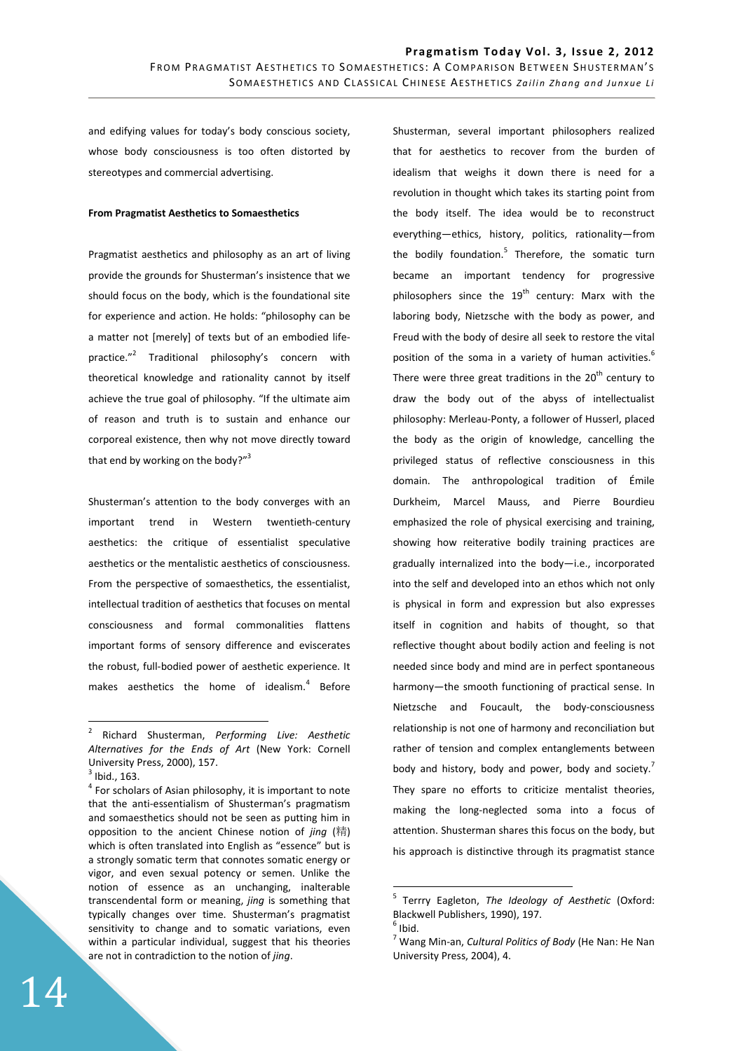and edifying values for today's body conscious society, whose body consciousness is too often distorted by stereotypes and commercial advertising.

**From Pragmatist Aesthetics to Somaesthetics**

Pragmatist aesthetics and philosophy as an art of living provide the grounds for Shusterman's insistence that we should focus on the body, which is the foundational site for experience and action. He holds: "philosophy can be a matter not [merely] of texts but of an embodied life-practice."[2] Traditional philosophy's concern with theoretical knowledge and rationality cannot by itself achieve the true goal of philosophy. "If the ultimate aim of reason and truth is to sustain and enhance our corporeal existence, then why not move directly toward that end by working on the body?"[3]

Shusterman's attention to the body converges with an important trend in Western twentieth-century aesthetics: the critique of essentialist speculative aesthetics or the mentalistic aesthetics of consciousness. From the perspective of somaesthetics, the essentialist, intellectual tradition of aesthetics that focuses on mental consciousness and formal commonalities flattens important forms of sensory difference and eviscerates the robust, full-bodied power of aesthetic experience. It makes aesthetics the home of idealism.[4] Before Shusterman, several important philosophers realized that for aesthetics to recover from the burden of idealism that weighs it down there is need for a revolution in thought which takes its starting point from the body itself. The idea would be to reconstruct everything—ethics, history, politics, rationality—from the bodily foundation.[5] Therefore, the somatic turn became an important tendency for progressive philosophers since the 19th century: Marx with the laboring body, Nietzsche with the body as power, and Freud with the body of desire all seek to restore the vital position of the soma in a variety of human activities.[6] There were three great traditions in the 20th century to draw the body out of the abyss of intellectualist philosophy: Merleau-Ponty, a follower of Husserl, placed the body as the origin of knowledge, cancelling the privileged status of reflective consciousness in this domain. The anthropological tradition of Émile Durkheim, Marcel Mauss, and Pierre Bourdieu emphasized the role of physical exercising and training, showing how reiterative bodily training practices are gradually internalized into the body—i.e., incorporated into the self and developed into an ethos which not only is physical in form and expression but also expresses itself in cognition and habits of thought, so that reflective thought about bodily action and feeling is not needed since body and mind are in perfect spontaneous harmony—the smooth functioning of practical sense. In Nietzsche and Foucault, the body-consciousness relationship is not one of harmony and reconciliation but rather of tension and complex entanglements between body and history, body and power, body and society.[7] They spare no efforts to criticize mentalist theories, making the long-neglected soma into a focus of attention. Shusterman shares this focus on the body, but his approach is distinctive through its pragmatist stance

---

[2] Richard Shusterman, *Performing Live: Aesthetic Alternatives for the Ends of Art* (New York: Cornell University Press, 2000), 157.

[3] Ibid., 163.

[4] For scholars of Asian philosophy, it is important to note that the anti-essentialism of Shusterman's pragmatism and somaesthetics should not be seen as putting him in opposition to the ancient Chinese notion of *jing* (精) which is often translated into English as "essence" but is a strongly somatic term that connotes somatic energy or vigor, and even sexual potency or semen. Unlike the notion of essence as an unchanging, inalterable transcendental form or meaning, *jing* is something that typically changes over time. Shusterman's pragmatist sensitivity to change and to somatic variations, even within a particular individual, suggest that his theories are not in contradiction to the notion of *jing*.

[5] Terrry Eagleton, *The Ideology of Aesthetic* (Oxford: Blackwell Publishers, 1990), 197.

[6] Ibid.

[7] Wang Min-an, *Cultural Politics of Body* (He Nan: He Nan University Press, 2004), 4.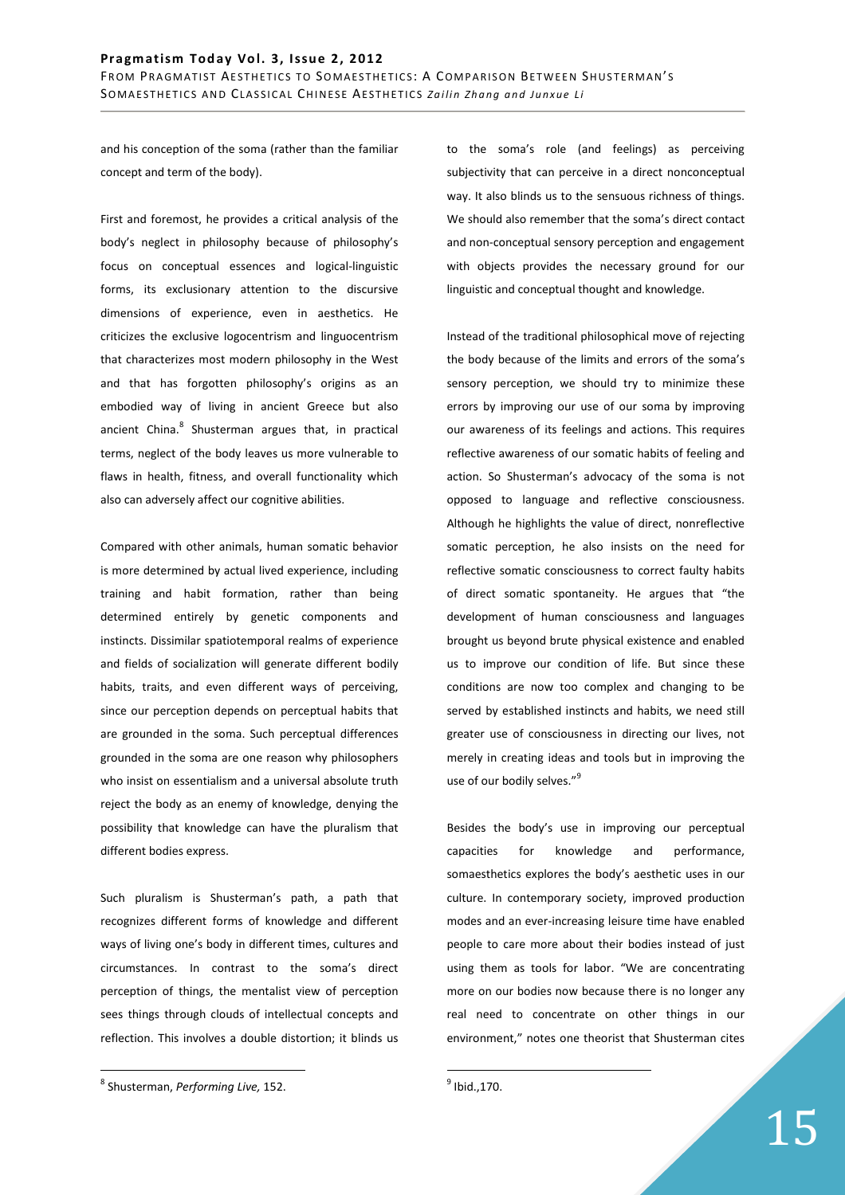and his conception of the soma (rather than the familiar concept and term of the body).

First and foremost, he provides a critical analysis of the body's neglect in philosophy because of philosophy's focus on conceptual essences and logical-linguistic forms, its exclusionary attention to the discursive dimensions of experience, even in aesthetics. He criticizes the exclusive logocentrism and linguocentrism that characterizes most modern philosophy in the West and that has forgotten philosophy's origins as an embodied way of living in ancient Greece but also ancient China.[8] Shusterman argues that, in practical terms, neglect of the body leaves us more vulnerable to flaws in health, fitness, and overall functionality which also can adversely affect our cognitive abilities.

Compared with other animals, human somatic behavior is more determined by actual lived experience, including training and habit formation, rather than being determined entirely by genetic components and instincts. Dissimilar spatiotemporal realms of experience and fields of socialization will generate different bodily habits, traits, and even different ways of perceiving, since our perception depends on perceptual habits that are grounded in the soma. Such perceptual differences grounded in the soma are one reason why philosophers who insist on essentialism and a universal absolute truth reject the body as an enemy of knowledge, denying the possibility that knowledge can have the pluralism that different bodies express.

Such pluralism is Shusterman's path, a path that recognizes different forms of knowledge and different ways of living one's body in different times, cultures and circumstances. In contrast to the soma's direct perception of things, the mentalist view of perception sees things through clouds of intellectual concepts and reflection. This involves a double distortion; it blinds us to the soma's role (and feelings) as perceiving subjectivity that can perceive in a direct nonconceptual way. It also blinds us to the sensuous richness of things. We should also remember that the soma's direct contact and non-conceptual sensory perception and engagement with objects provides the necessary ground for our linguistic and conceptual thought and knowledge.

Instead of the traditional philosophical move of rejecting the body because of the limits and errors of the soma's sensory perception, we should try to minimize these errors by improving our use of our soma by improving our awareness of its feelings and actions. This requires reflective awareness of our somatic habits of feeling and action. So Shusterman's advocacy of the soma is not opposed to language and reflective consciousness. Although he highlights the value of direct, nonreflective somatic perception, he also insists on the need for reflective somatic consciousness to correct faulty habits of direct somatic spontaneity. He argues that "the development of human consciousness and languages brought us beyond brute physical existence and enabled us to improve our condition of life. But since these conditions are now too complex and changing to be served by established instincts and habits, we need still greater use of consciousness in directing our lives, not merely in creating ideas and tools but in improving the use of our bodily selves."[9]

Besides the body's use in improving our perceptual capacities for knowledge and performance, somaesthetics explores the body's aesthetic uses in our culture. In contemporary society, improved production modes and an ever-increasing leisure time have enabled people to care more about their bodies instead of just using them as tools for labor. "We are concentrating more on our bodies now because there is no longer any real need to concentrate on other things in our environment," notes one theorist that Shusterman cites

---

[8] Shusterman, *Performing Live,* 152.

[9] Ibid.,170.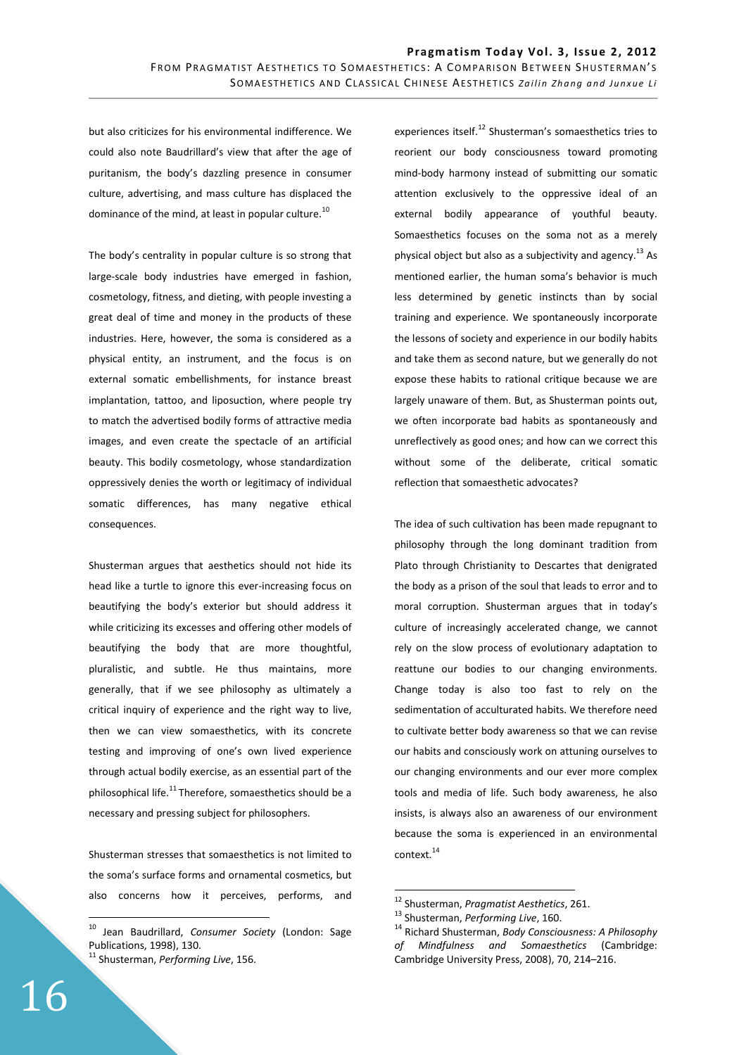but also criticizes for his environmental indifference. We could also note Baudrillard's view that after the age of puritanism, the body's dazzling presence in consumer culture, advertising, and mass culture has displaced the dominance of the mind, at least in popular culture.[10]

The body's centrality in popular culture is so strong that large-scale body industries have emerged in fashion, cosmetology, fitness, and dieting, with people investing a great deal of time and money in the products of these industries. Here, however, the soma is considered as a physical entity, an instrument, and the focus is on external somatic embellishments, for instance breast implantation, tattoo, and liposuction, where people try to match the advertised bodily forms of attractive media images, and even create the spectacle of an artificial beauty. This bodily cosmetology, whose standardization oppressively denies the worth or legitimacy of individual somatic differences, has many negative ethical consequences.

Shusterman argues that aesthetics should not hide its head like a turtle to ignore this ever-increasing focus on beautifying the body's exterior but should address it while criticizing its excesses and offering other models of beautifying the body that are more thoughtful, pluralistic, and subtle. He thus maintains, more generally, that if we see philosophy as ultimately a critical inquiry of experience and the right way to live, then we can view somaesthetics, with its concrete testing and improving of one's own lived experience through actual bodily exercise, as an essential part of the philosophical life.[11] Therefore, somaesthetics should be a necessary and pressing subject for philosophers.

Shusterman stresses that somaesthetics is not limited to the soma's surface forms and ornamental cosmetics, but also concerns how it perceives, performs, and experiences itself.[12] Shusterman's somaesthetics tries to reorient our body consciousness toward promoting mind-body harmony instead of submitting our somatic attention exclusively to the oppressive ideal of an external bodily appearance of youthful beauty. Somaesthetics focuses on the soma not as a merely physical object but also as a subjectivity and agency.[13] As mentioned earlier, the human soma's behavior is much less determined by genetic instincts than by social training and experience. We spontaneously incorporate the lessons of society and experience in our bodily habits and take them as second nature, but we generally do not expose these habits to rational critique because we are largely unaware of them. But, as Shusterman points out, we often incorporate bad habits as spontaneously and unreflectively as good ones; and how can we correct this without some of the deliberate, critical somatic reflection that somaesthetic advocates?

The idea of such cultivation has been made repugnant to philosophy through the long dominant tradition from Plato through Christianity to Descartes that denigrated the body as a prison of the soul that leads to error and to moral corruption. Shusterman argues that in today's culture of increasingly accelerated change, we cannot rely on the slow process of evolutionary adaptation to reattune our bodies to our changing environments. Change today is also too fast to rely on the sedimentation of acculturated habits. We therefore need to cultivate better body awareness so that we can revise our habits and consciously work on attuning ourselves to our changing environments and our ever more complex tools and media of life. Such body awareness, he also insists, is always also an awareness of our environment because the soma is experienced in an environmental context.[14]

---

[10] Jean Baudrillard, *Consumer Society* (London: Sage Publications, 1998), 130.

[11] Shusterman, *Performing Live*, 156.

[12] Shusterman, *Pragmatist Aesthetics*, 261.

[13] Shusterman, *Performing Live*, 160.

[14] Richard Shusterman, *Body Consciousness: A Philosophy of Mindfulness and Somaesthetics* (Cambridge: Cambridge University Press, 2008), 70, 214–216.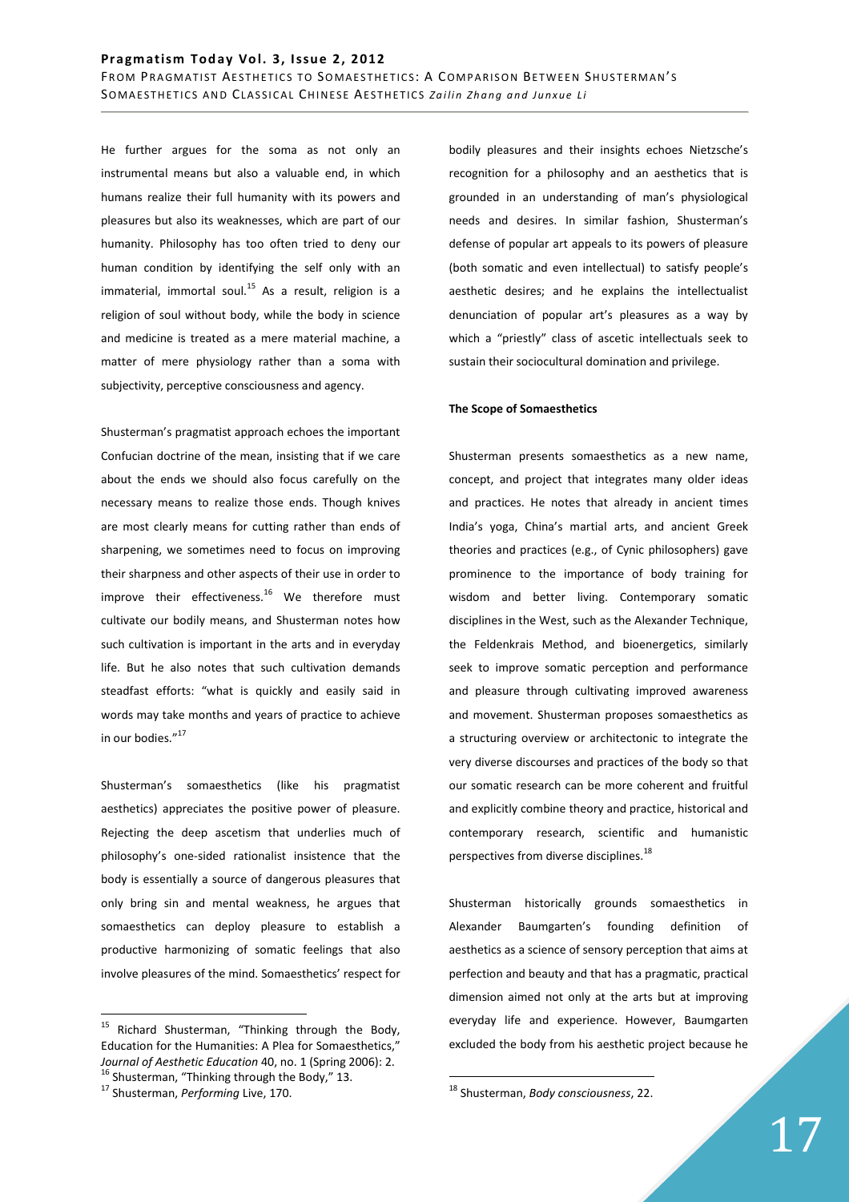He further argues for the soma as not only an instrumental means but also a valuable end, in which humans realize their full humanity with its powers and pleasures but also its weaknesses, which are part of our humanity. Philosophy has too often tried to deny our human condition by identifying the self only with an immaterial, immortal soul.[15] As a result, religion is a religion of soul without body, while the body in science and medicine is treated as a mere material machine, a matter of mere physiology rather than a soma with subjectivity, perceptive consciousness and agency.

Shusterman's pragmatist approach echoes the important Confucian doctrine of the mean, insisting that if we care about the ends we should also focus carefully on the necessary means to realize those ends. Though knives are most clearly means for cutting rather than ends of sharpening, we sometimes need to focus on improving their sharpness and other aspects of their use in order to improve their effectiveness.[16] We therefore must cultivate our bodily means, and Shusterman notes how such cultivation is important in the arts and in everyday life. But he also notes that such cultivation demands steadfast efforts: "what is quickly and easily said in words may take months and years of practice to achieve in our bodies."[17]

Shusterman's somaesthetics (like his pragmatist aesthetics) appreciates the positive power of pleasure. Rejecting the deep ascetism that underlies much of philosophy's one-sided rationalist insistence that the body is essentially a source of dangerous pleasures that only bring sin and mental weakness, he argues that somaesthetics can deploy pleasure to establish a productive harmonizing of somatic feelings that also involve pleasures of the mind. Somaesthetics' respect for bodily pleasures and their insights echoes Nietzsche's recognition for a philosophy and an aesthetics that is grounded in an understanding of man's physiological needs and desires. In similar fashion, Shusterman's defense of popular art appeals to its powers of pleasure (both somatic and even intellectual) to satisfy people's aesthetic desires; and he explains the intellectualist denunciation of popular art's pleasures as a way by which a "priestly" class of ascetic intellectuals seek to sustain their sociocultural domination and privilege.

**The Scope of Somaesthetics**

Shusterman presents somaesthetics as a new name, concept, and project that integrates many older ideas and practices. He notes that already in ancient times India's yoga, China's martial arts, and ancient Greek theories and practices (e.g., of Cynic philosophers) gave prominence to the importance of body training for wisdom and better living. Contemporary somatic disciplines in the West, such as the Alexander Technique, the Feldenkrais Method, and bioenergetics, similarly seek to improve somatic perception and performance and pleasure through cultivating improved awareness and movement. Shusterman proposes somaesthetics as a structuring overview or architectonic to integrate the very diverse discourses and practices of the body so that our somatic research can be more coherent and fruitful and explicitly combine theory and practice, historical and contemporary research, scientific and humanistic perspectives from diverse disciplines.[18]

Shusterman historically grounds somaesthetics in Alexander Baumgarten's founding definition of aesthetics as a science of sensory perception that aims at perfection and beauty and that has a pragmatic, practical dimension aimed not only at the arts but at improving everyday life and experience. However, Baumgarten excluded the body from his aesthetic project because he

---

[15] Richard Shusterman, "Thinking through the Body, Education for the Humanities: A Plea for Somaesthetics," *Journal of Aesthetic Education* 40, no. 1 (Spring 2006): 2.

[16] Shusterman, "Thinking through the Body," 13.

[17] Shusterman, *Performing* Live, 170.

[18] Shusterman, *Body consciousness*, 22.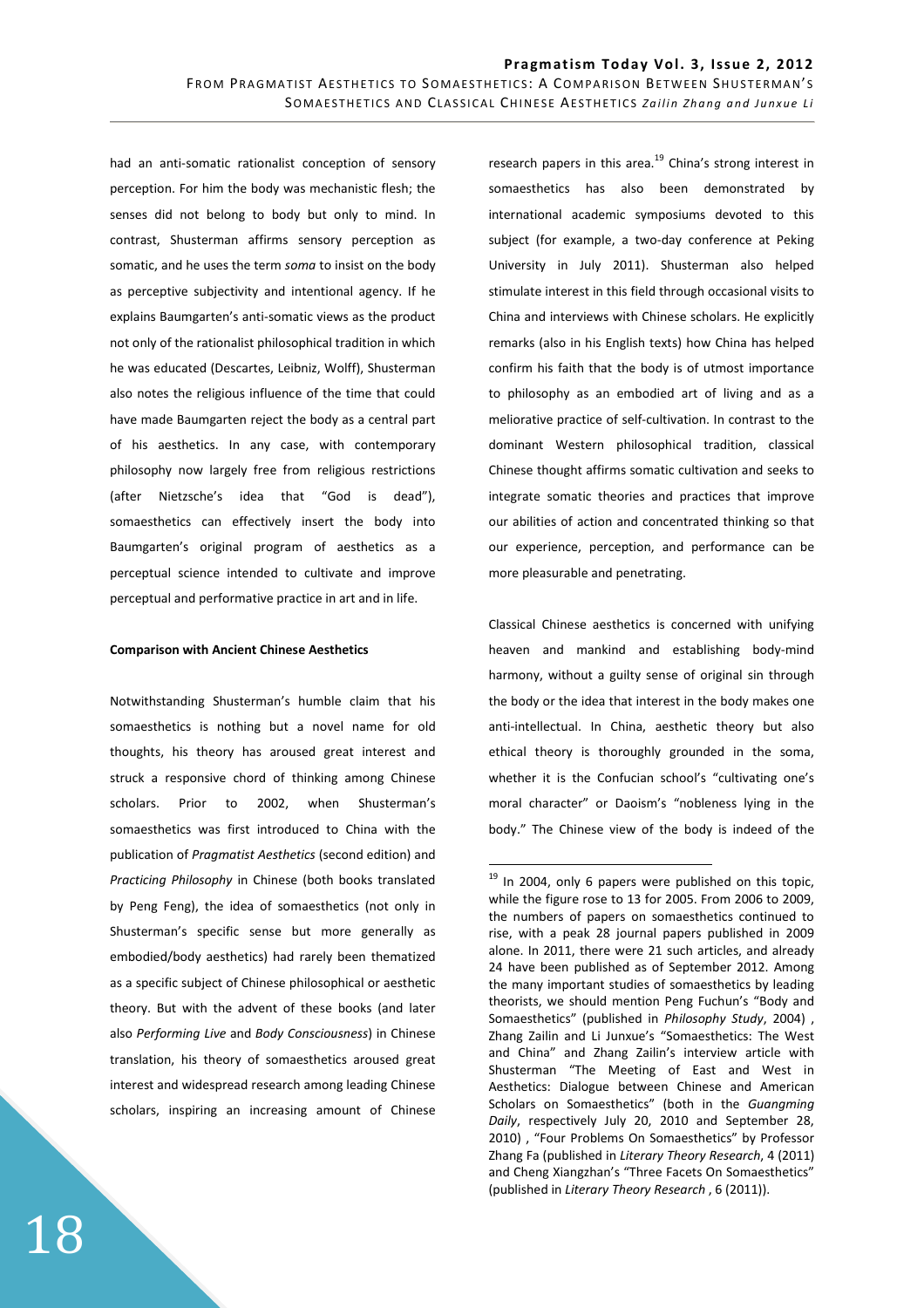had an anti-somatic rationalist conception of sensory perception. For him the body was mechanistic flesh; the senses did not belong to body but only to mind. In contrast, Shusterman affirms sensory perception as somatic, and he uses the term *soma* to insist on the body as perceptive subjectivity and intentional agency. If he explains Baumgarten's anti-somatic views as the product not only of the rationalist philosophical tradition in which he was educated (Descartes, Leibniz, Wolff), Shusterman also notes the religious influence of the time that could have made Baumgarten reject the body as a central part of his aesthetics. In any case, with contemporary philosophy now largely free from religious restrictions (after Nietzsche's idea that "God is dead"), somaesthetics can effectively insert the body into Baumgarten's original program of aesthetics as a perceptual science intended to cultivate and improve perceptual and performative practice in art and in life.

**Comparison with Ancient Chinese Aesthetics**

Notwithstanding Shusterman's humble claim that his somaesthetics is nothing but a novel name for old thoughts, his theory has aroused great interest and struck a responsive chord of thinking among Chinese scholars. Prior to 2002, when Shusterman's somaesthetics was first introduced to China with the publication of *Pragmatist Aesthetics* (second edition) and *Practicing Philosophy* in Chinese (both books translated by Peng Feng), the idea of somaesthetics (not only in Shusterman's specific sense but more generally as embodied/body aesthetics) had rarely been thematized as a specific subject of Chinese philosophical or aesthetic theory. But with the advent of these books (and later also *Performing Live* and *Body Consciousness*) in Chinese translation, his theory of somaesthetics aroused great interest and widespread research among leading Chinese scholars, inspiring an increasing amount of Chinese research papers in this area.[19] China's strong interest in somaesthetics has also been demonstrated by international academic symposiums devoted to this subject (for example, a two-day conference at Peking University in July 2011). Shusterman also helped stimulate interest in this field through occasional visits to China and interviews with Chinese scholars. He explicitly remarks (also in his English texts) how China has helped confirm his faith that the body is of utmost importance to philosophy as an embodied art of living and as a meliorative practice of self-cultivation. In contrast to the dominant Western philosophical tradition, classical Chinese thought affirms somatic cultivation and seeks to integrate somatic theories and practices that improve our abilities of action and concentrated thinking so that our experience, perception, and performance can be more pleasurable and penetrating.

Classical Chinese aesthetics is concerned with unifying heaven and mankind and establishing body-mind harmony, without a guilty sense of original sin through the body or the idea that interest in the body makes one anti-intellectual. In China, aesthetic theory but also ethical theory is thoroughly grounded in the soma, whether it is the Confucian school's "cultivating one's moral character" or Daoism's "nobleness lying in the body." The Chinese view of the body is indeed of the

---

[19] In 2004, only 6 papers were published on this topic, while the figure rose to 13 for 2005. From 2006 to 2009, the numbers of papers on somaesthetics continued to rise, with a peak 28 journal papers published in 2009 alone. In 2011, there were 21 such articles, and already 24 have been published as of September 2012. Among the many important studies of somaesthetics by leading theorists, we should mention Peng Fuchun's "Body and Somaesthetics" (published in *Philosophy Study*, 2004) , Zhang Zailin and Li Junxue's "Somaesthetics: The West and China" and Zhang Zailin's interview article with Shusterman "The Meeting of East and West in Aesthetics: Dialogue between Chinese and American Scholars on Somaesthetics" (both in the *Guangming Daily*, respectively July 20, 2010 and September 28, 2010) , "Four Problems On Somaesthetics" by Professor Zhang Fa (published in *Literary Theory Research*, 4 (2011) and Cheng Xiangzhan's "Three Facets On Somaesthetics" (published in *Literary Theory Research* , 6 (2011)).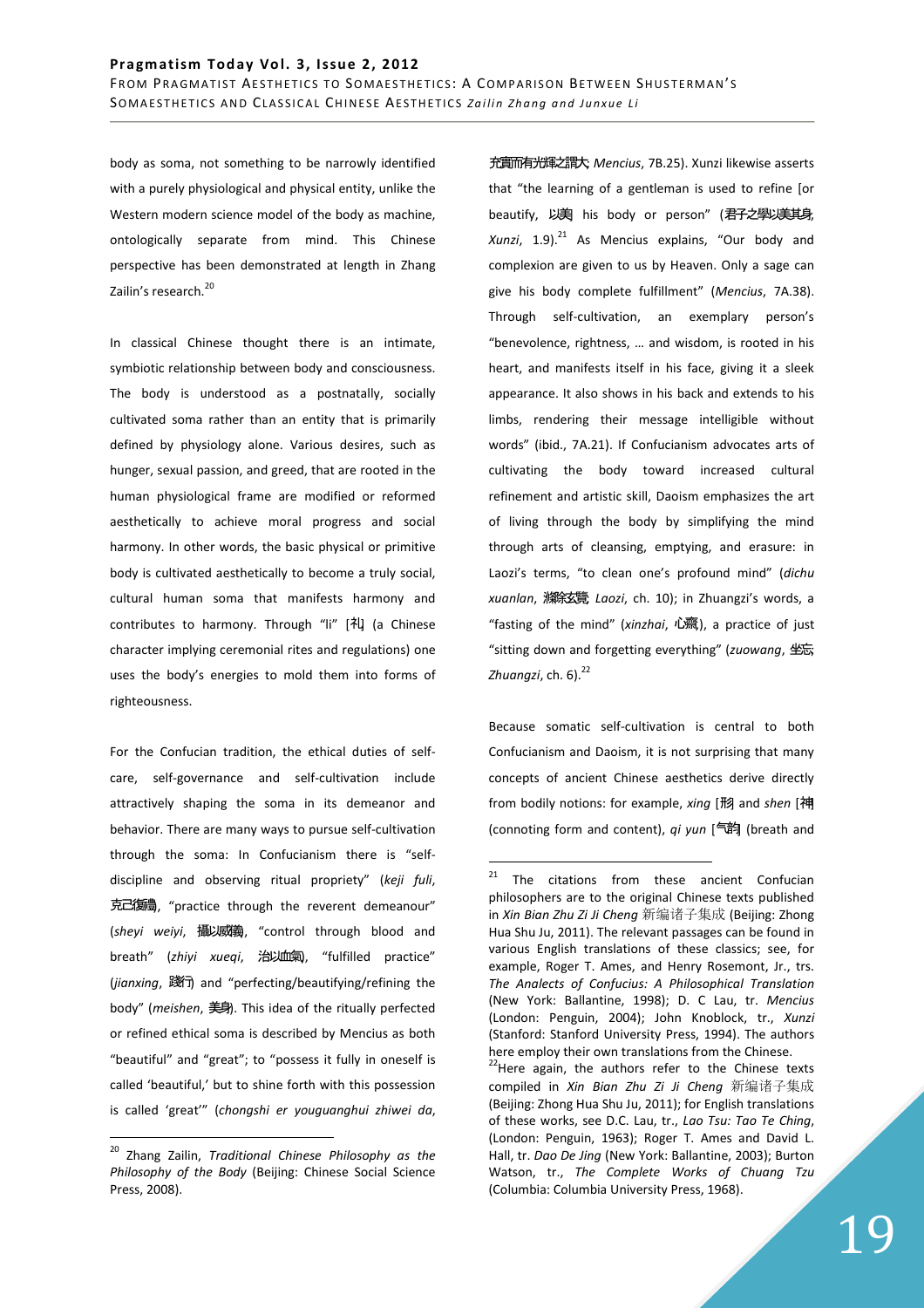body as soma, not something to be narrowly identified with a purely physiological and physical entity, unlike the Western modern science model of the body as machine, ontologically separate from mind. This Chinese perspective has been demonstrated at length in Zhang Zailin's research.[20]

In classical Chinese thought there is an intimate, symbiotic relationship between body and consciousness. The body is understood as a postnatally, socially cultivated soma rather than an entity that is primarily defined by physiology alone. Various desires, such as hunger, sexual passion, and greed, that are rooted in the human physiological frame are modified or reformed aesthetically to achieve moral progress and social harmony. In other words, the basic physical or primitive body is cultivated aesthetically to become a truly social, cultural human soma that manifests harmony and contributes to harmony. Through "li" [礼] (a Chinese character implying ceremonial rites and regulations) one uses the body's energies to mold them into forms of righteousness.

For the Confucian tradition, the ethical duties of self-care, self-governance and self-cultivation include attractively shaping the soma in its demeanor and behavior. There are many ways to pursue self-cultivation through the soma: In Confucianism there is "self-discipline and observing ritual propriety" (*keji fuli*, 克己復禮, "practice through the reverent demeanour" (*sheyi weiyi*, 攝以威儀, "control through blood and breath" (*zhiyi xueqi*, 治以血氣), "fulfilled practice" (*jianxing*, 踐行) and "perfecting/beautifying/refining the body" (*meishen*, 美身). This idea of the ritually perfected or refined ethical soma is described by Mencius as both "beautiful" and "great"; to "possess it fully in oneself is called 'beautiful,' but to shine forth with this possession is called 'great'" (*chongshi er youguanghui zhiwei da*, 充實而有光輝之謂大 *Mencius*, 7B.25). Xunzi likewise asserts that "the learning of a gentleman is used to refine [or beautify, 以美 his body or person" (君子之學以美其身, *Xunzi*, 1.9).[21] As Mencius explains, "Our body and complexion are given to us by Heaven. Only a sage can give his body complete fulfillment" (*Mencius*, 7A.38). Through self-cultivation, an exemplary person's "benevolence, rightness, … and wisdom, is rooted in his heart, and manifests itself in his face, giving it a sleek appearance. It also shows in his back and extends to his limbs, rendering their message intelligible without words" (ibid., 7A.21). If Confucianism advocates arts of cultivating the body toward increased cultural refinement and artistic skill, Daoism emphasizes the art of living through the body by simplifying the mind through arts of cleansing, emptying, and erasure: in Laozi's terms, "to clean one's profound mind" (*dichu xuanlan*, 滌除玄覽 *Laozi*, ch. 10); in Zhuangzi's words, a "fasting of the mind" (*xinzhai*, 心齋), a practice of just "sitting down and forgetting everything" (*zuowang*, 坐忘 *Zhuangzi*, ch. 6).[22]

Because somatic self-cultivation is central to both Confucianism and Daoism, it is not surprising that many concepts of ancient Chinese aesthetics derive directly from bodily notions: for example, *xing* [形 and *shen* [神 (connoting form and content), *qi yun* [气韵 (breath and

---

[20] Zhang Zailin, *Traditional Chinese Philosophy as the Philosophy of the Body* (Beijing: Chinese Social Science Press, 2008).

[21] The citations from these ancient Confucian philosophers are to the original Chinese texts published in *Xin Bian Zhu Zi Ji Cheng* 新编诸子集成 (Beijing: Zhong Hua Shu Ju, 2011). The relevant passages can be found in various English translations of these classics; see, for example, Roger T. Ames, and Henry Rosemont, Jr., trs. *The Analects of Confucius: A Philosophical Translation* (New York: Ballantine, 1998); D. C Lau, tr. *Mencius* (London: Penguin, 2004); John Knoblock, tr., *Xunzi* (Stanford: Stanford University Press, 1994). The authors here employ their own translations from the Chinese.

[22] Here again, the authors refer to the Chinese texts compiled in *Xin Bian Zhu Zi Ji Cheng* 新编诸子集成 (Beijing: Zhong Hua Shu Ju, 2011); for English translations of these works, see D.C. Lau, tr., *Lao Tsu: Tao Te Ching*, (London: Penguin, 1963); Roger T. Ames and David L. Hall, tr. *Dao De Jing* (New York: Ballantine, 2003); Burton Watson, tr., *The Complete Works of Chuang Tzu* (Columbia: Columbia University Press, 1968).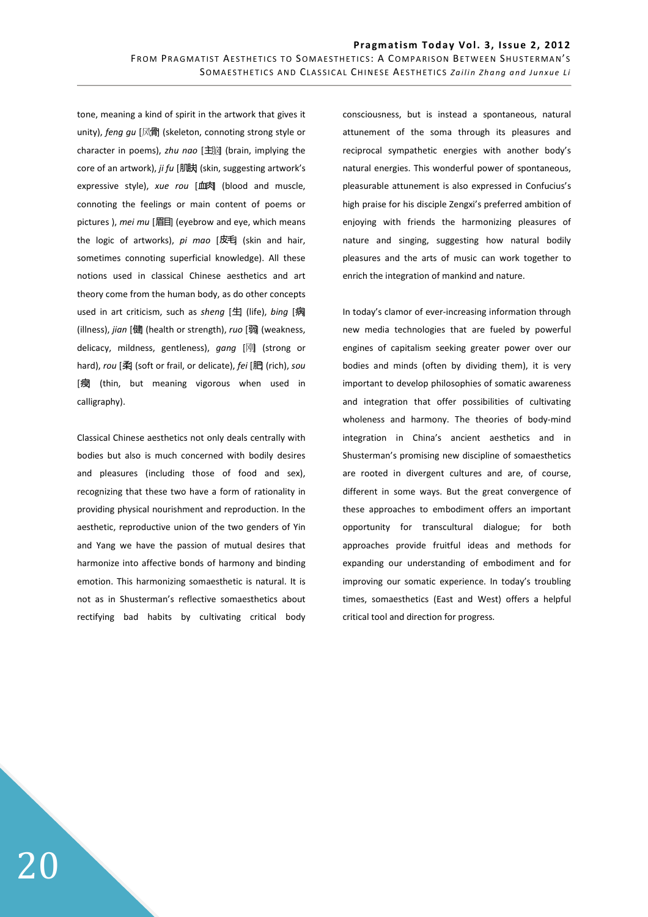tone, meaning a kind of spirit in the artwork that gives it unity), *feng gu* [风骨] (skeleton, connoting strong style or character in poems), *zhu nao* [主脑] (brain, implying the core of an artwork), *ji fu* [肌肤] (skin, suggesting artwork's expressive style), *xue rou* [血肉] (blood and muscle, connoting the feelings or main content of poems or pictures ), *mei mu* [眉目] (eyebrow and eye, which means the logic of artworks), *pi mao* [皮毛] (skin and hair, sometimes connoting superficial knowledge). All these notions used in classical Chinese aesthetics and art theory come from the human body, as do other concepts used in art criticism, such as *sheng* [生] (life), *bing* [病] (illness), *jian* [健] (health or strength), *ruo* [弱] (weakness, delicacy, mildness, gentleness), *gang* [刚] (strong or hard), *rou* [柔] (soft or frail, or delicate), *fei* [肥] (rich), *sou* [瘦] (thin, but meaning vigorous when used in calligraphy).

Classical Chinese aesthetics not only deals centrally with bodies but also is much concerned with bodily desires and pleasures (including those of food and sex), recognizing that these two have a form of rationality in providing physical nourishment and reproduction. In the aesthetic, reproductive union of the two genders of Yin and Yang we have the passion of mutual desires that harmonize into affective bonds of harmony and binding emotion. This harmonizing somaesthetic is natural. It is not as in Shusterman's reflective somaesthetics about rectifying bad habits by cultivating critical body consciousness, but is instead a spontaneous, natural attunement of the soma through its pleasures and reciprocal sympathetic energies with another body's natural energies. This wonderful power of spontaneous, pleasurable attunement is also expressed in Confucius's high praise for his disciple Zengxi's preferred ambition of enjoying with friends the harmonizing pleasures of nature and singing, suggesting how natural bodily pleasures and the arts of music can work together to enrich the integration of mankind and nature.

In today's clamor of ever-increasing information through new media technologies that are fueled by powerful engines of capitalism seeking greater power over our bodies and minds (often by dividing them), it is very important to develop philosophies of somatic awareness and integration that offer possibilities of cultivating wholeness and harmony. The theories of body-mind integration in China's ancient aesthetics and in Shusterman's promising new discipline of somaesthetics are rooted in divergent cultures and are, of course, different in some ways. But the great convergence of these approaches to embodiment offers an important opportunity for transcultural dialogue; for both approaches provide fruitful ideas and methods for expanding our understanding of embodiment and for improving our somatic experience. In today's troubling times, somaesthetics (East and West) offers a helpful critical tool and direction for progress.